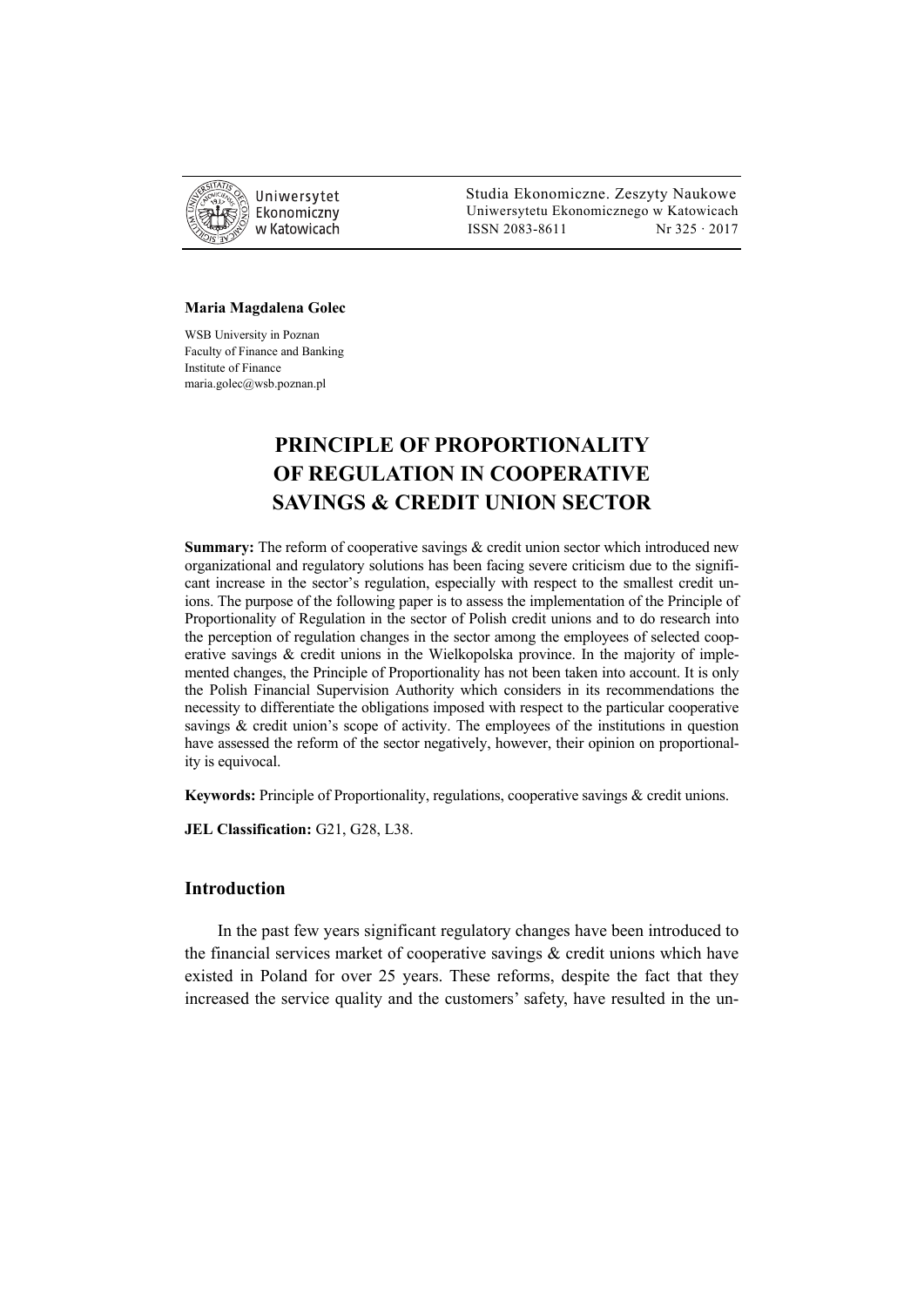**Maria Magdalena Golec**

WSB University in Poznan
Faculty of Finance and Banking
Institute of Finance
maria.golec@wsb.poznan.pl

# PRINCIPLE OF PROPORTIONALITY OF REGULATION IN COOPERATIVE SAVINGS & CREDIT UNION SECTOR

**Summary:** The reform of cooperative savings & credit union sector which introduced new organizational and regulatory solutions has been facing severe criticism due to the significant increase in the sector's regulation, especially with respect to the smallest credit unions. The purpose of the following paper is to assess the implementation of the Principle of Proportionality of Regulation in the sector of Polish credit unions and to do research into the perception of regulation changes in the sector among the employees of selected cooperative savings & credit unions in the Wielkopolska province. In the majority of implemented changes, the Principle of Proportionality has not been taken into account. It is only the Polish Financial Supervision Authority which considers in its recommendations the necessity to differentiate the obligations imposed with respect to the particular cooperative savings & credit union's scope of activity. The employees of the institutions in question have assessed the reform of the sector negatively, however, their opinion on proportionality is equivocal.

**Keywords:** Principle of Proportionality, regulations, cooperative savings & credit unions.

**JEL Classification:** G21, G28, L38.

## Introduction

In the past few years significant regulatory changes have been introduced to the financial services market of cooperative savings & credit unions which have existed in Poland for over 25 years. These reforms, despite the fact that they increased the service quality and the customers' safety, have resulted in the un-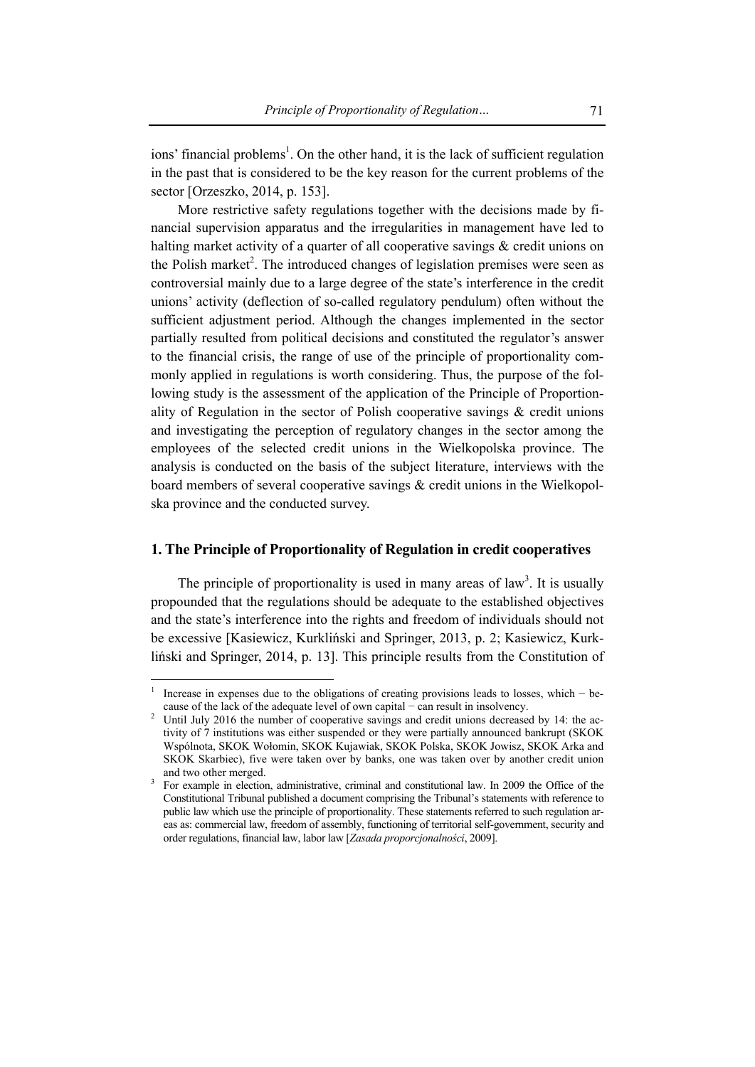ions' financial problems[1]. On the other hand, it is the lack of sufficient regulation in the past that is considered to be the key reason for the current problems of the sector [Orzeszko, 2014, p. 153].

More restrictive safety regulations together with the decisions made by financial supervision apparatus and the irregularities in management have led to halting market activity of a quarter of all cooperative savings & credit unions on the Polish market[2]. The introduced changes of legislation premises were seen as controversial mainly due to a large degree of the state's interference in the credit unions' activity (deflection of so-called regulatory pendulum) often without the sufficient adjustment period. Although the changes implemented in the sector partially resulted from political decisions and constituted the regulator's answer to the financial crisis, the range of use of the principle of proportionality commonly applied in regulations is worth considering. Thus, the purpose of the following study is the assessment of the application of the Principle of Proportionality of Regulation in the sector of Polish cooperative savings & credit unions and investigating the perception of regulatory changes in the sector among the employees of the selected credit unions in the Wielkopolska province. The analysis is conducted on the basis of the subject literature, interviews with the board members of several cooperative savings & credit unions in the Wielkopolska province and the conducted survey.

## 1. The Principle of Proportionality of Regulation in credit cooperatives

The principle of proportionality is used in many areas of law[3]. It is usually propounded that the regulations should be adequate to the established objectives and the state's interference into the rights and freedom of individuals should not be excessive [Kasiewicz, Kurkliński and Springer, 2013, p. 2; Kasiewicz, Kurkliński and Springer, 2014, p. 13]. This principle results from the Constitution of

---

[1] Increase in expenses due to the obligations of creating provisions leads to losses, which − because of the lack of the adequate level of own capital − can result in insolvency.

[2] Until July 2016 the number of cooperative savings and credit unions decreased by 14: the activity of 7 institutions was either suspended or they were partially announced bankrupt (SKOK Wspólnota, SKOK Wołomin, SKOK Kujawiak, SKOK Polska, SKOK Jowisz, SKOK Arka and SKOK Skarbiec), five were taken over by banks, one was taken over by another credit union and two other merged.

[3] For example in election, administrative, criminal and constitutional law. In 2009 the Office of the Constitutional Tribunal published a document comprising the Tribunal's statements with reference to public law which use the principle of proportionality. These statements referred to such regulation areas as: commercial law, freedom of assembly, functioning of territorial self-government, security and order regulations, financial law, labor law [*Zasada proporcjonalności*, 2009].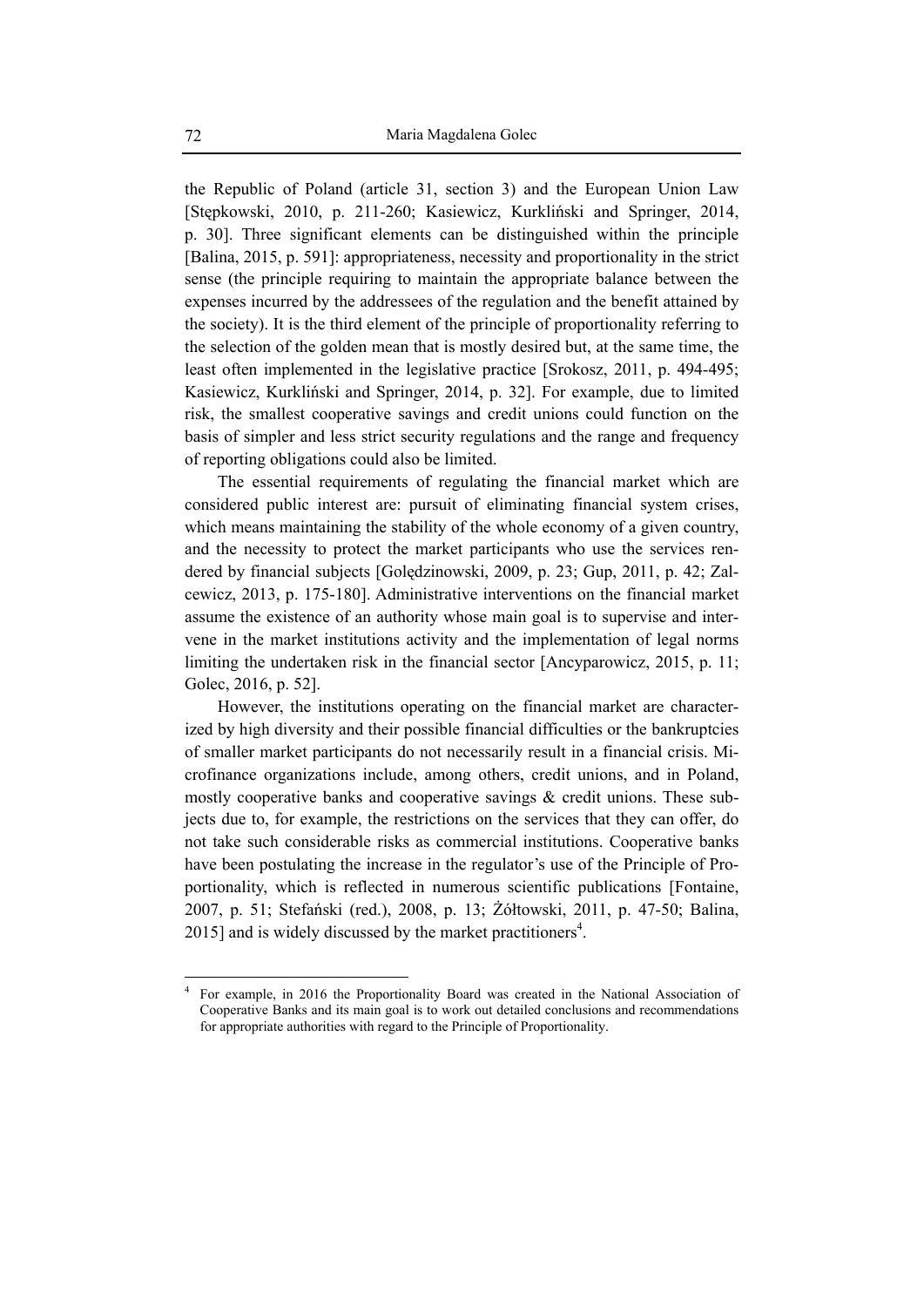the Republic of Poland (article 31, section 3) and the European Union Law [Stępkowski, 2010, p. 211-260; Kasiewicz, Kurkliński and Springer, 2014, p. 30]. Three significant elements can be distinguished within the principle [Balina, 2015, p. 591]: appropriateness, necessity and proportionality in the strict sense (the principle requiring to maintain the appropriate balance between the expenses incurred by the addressees of the regulation and the benefit attained by the society). It is the third element of the principle of proportionality referring to the selection of the golden mean that is mostly desired but, at the same time, the least often implemented in the legislative practice [Srokosz, 2011, p. 494-495; Kasiewicz, Kurkliński and Springer, 2014, p. 32]. For example, due to limited risk, the smallest cooperative savings and credit unions could function on the basis of simpler and less strict security regulations and the range and frequency of reporting obligations could also be limited.

The essential requirements of regulating the financial market which are considered public interest are: pursuit of eliminating financial system crises, which means maintaining the stability of the whole economy of a given country, and the necessity to protect the market participants who use the services rendered by financial subjects [Golędzinowski, 2009, p. 23; Gup, 2011, p. 42; Zalcewicz, 2013, p. 175-180]. Administrative interventions on the financial market assume the existence of an authority whose main goal is to supervise and intervene in the market institutions activity and the implementation of legal norms limiting the undertaken risk in the financial sector [Ancyparowicz, 2015, p. 11; Golec, 2016, p. 52].

However, the institutions operating on the financial market are characterized by high diversity and their possible financial difficulties or the bankruptcies of smaller market participants do not necessarily result in a financial crisis. Microfinance organizations include, among others, credit unions, and in Poland, mostly cooperative banks and cooperative savings & credit unions. These subjects due to, for example, the restrictions on the services that they can offer, do not take such considerable risks as commercial institutions. Cooperative banks have been postulating the increase in the regulator's use of the Principle of Proportionality, which is reflected in numerous scientific publications [Fontaine, 2007, p. 51; Stefański (red.), 2008, p. 13; Żółtowski, 2011, p. 47-50; Balina, 2015] and is widely discussed by the market practitioners[4].

[4] For example, in 2016 the Proportionality Board was created in the National Association of Cooperative Banks and its main goal is to work out detailed conclusions and recommendations for appropriate authorities with regard to the Principle of Proportionality.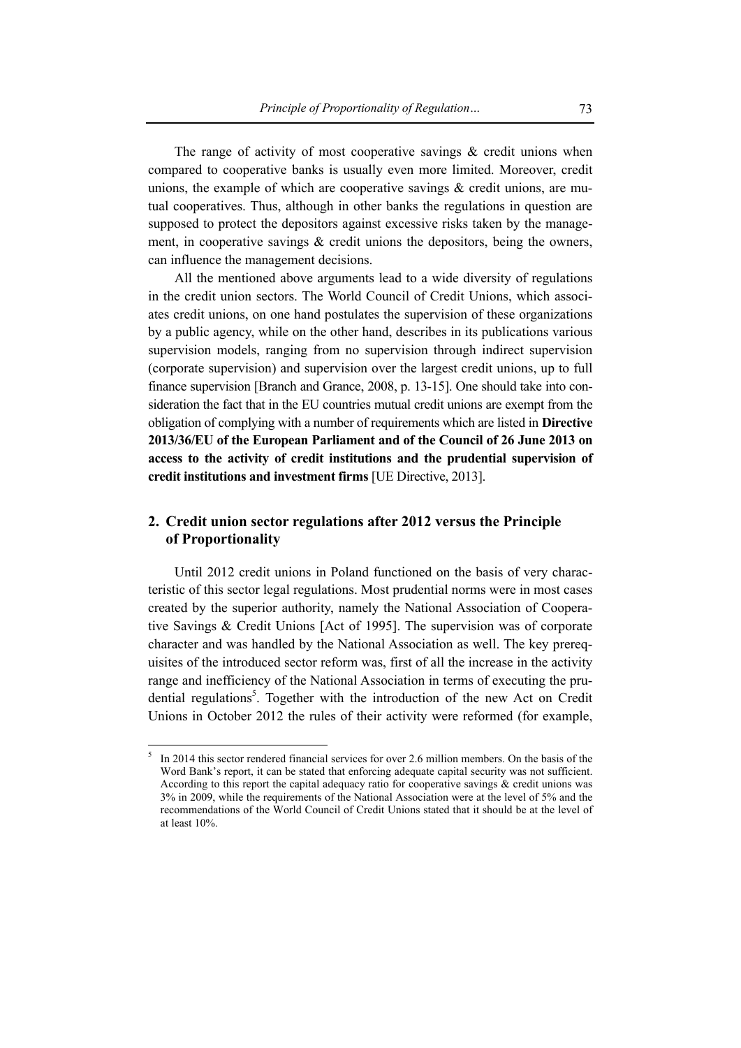The range of activity of most cooperative savings & credit unions when compared to cooperative banks is usually even more limited. Moreover, credit unions, the example of which are cooperative savings & credit unions, are mutual cooperatives. Thus, although in other banks the regulations in question are supposed to protect the depositors against excessive risks taken by the management, in cooperative savings & credit unions the depositors, being the owners, can influence the management decisions.

All the mentioned above arguments lead to a wide diversity of regulations in the credit union sectors. The World Council of Credit Unions, which associates credit unions, on one hand postulates the supervision of these organizations by a public agency, while on the other hand, describes in its publications various supervision models, ranging from no supervision through indirect supervision (corporate supervision) and supervision over the largest credit unions, up to full finance supervision [Branch and Grance, 2008, p. 13-15]. One should take into consideration the fact that in the EU countries mutual credit unions are exempt from the obligation of complying with a number of requirements which are listed in **Directive 2013/36/EU of the European Parliament and of the Council of 26 June 2013 on access to the activity of credit institutions and the prudential supervision of credit institutions and investment firms** [UE Directive, 2013].

## 2. Credit union sector regulations after 2012 versus the Principle of Proportionality

Until 2012 credit unions in Poland functioned on the basis of very characteristic of this sector legal regulations. Most prudential norms were in most cases created by the superior authority, namely the National Association of Cooperative Savings & Credit Unions [Act of 1995]. The supervision was of corporate character and was handled by the National Association as well. The key prerequisites of the introduced sector reform was, first of all the increase in the activity range and inefficiency of the National Association in terms of executing the prudential regulations[5]. Together with the introduction of the new Act on Credit Unions in October 2012 the rules of their activity were reformed (for example,

[5] In 2014 this sector rendered financial services for over 2.6 million members. On the basis of the Word Bank's report, it can be stated that enforcing adequate capital security was not sufficient. According to this report the capital adequacy ratio for cooperative savings & credit unions was 3% in 2009, while the requirements of the National Association were at the level of 5% and the recommendations of the World Council of Credit Unions stated that it should be at the level of at least 10%.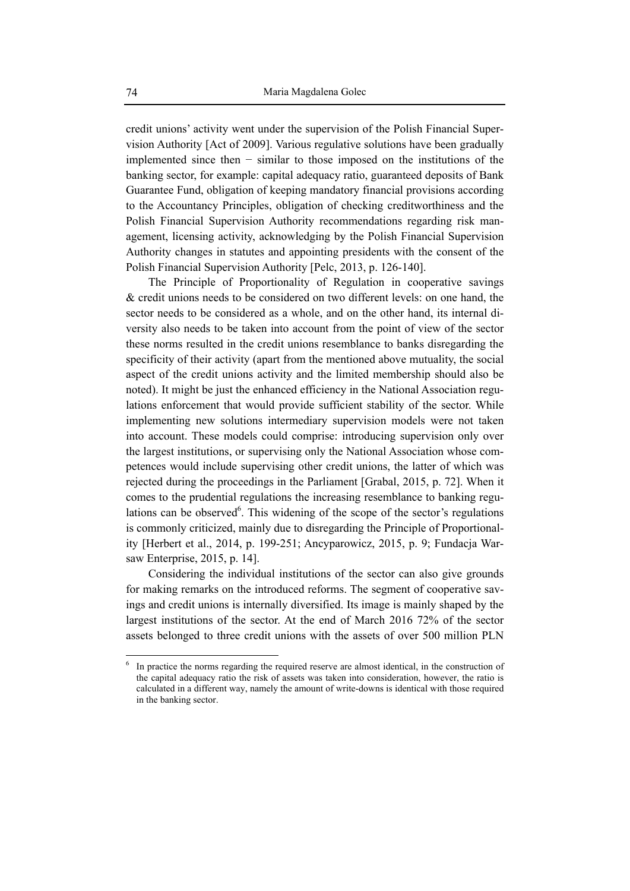credit unions' activity went under the supervision of the Polish Financial Supervision Authority [Act of 2009]. Various regulative solutions have been gradually implemented since then − similar to those imposed on the institutions of the banking sector, for example: capital adequacy ratio, guaranteed deposits of Bank Guarantee Fund, obligation of keeping mandatory financial provisions according to the Accountancy Principles, obligation of checking creditworthiness and the Polish Financial Supervision Authority recommendations regarding risk management, licensing activity, acknowledging by the Polish Financial Supervision Authority changes in statutes and appointing presidents with the consent of the Polish Financial Supervision Authority [Pelc, 2013, p. 126-140].

The Principle of Proportionality of Regulation in cooperative savings & credit unions needs to be considered on two different levels: on one hand, the sector needs to be considered as a whole, and on the other hand, its internal diversity also needs to be taken into account from the point of view of the sector these norms resulted in the credit unions resemblance to banks disregarding the specificity of their activity (apart from the mentioned above mutuality, the social aspect of the credit unions activity and the limited membership should also be noted). It might be just the enhanced efficiency in the National Association regulations enforcement that would provide sufficient stability of the sector. While implementing new solutions intermediary supervision models were not taken into account. These models could comprise: introducing supervision only over the largest institutions, or supervising only the National Association whose competences would include supervising other credit unions, the latter of which was rejected during the proceedings in the Parliament [Grabal, 2015, p. 72]. When it comes to the prudential regulations the increasing resemblance to banking regulations can be observed[6]. This widening of the scope of the sector's regulations is commonly criticized, mainly due to disregarding the Principle of Proportionality [Herbert et al., 2014, p. 199-251; Ancyparowicz, 2015, p. 9; Fundacja Warsaw Enterprise, 2015, p. 14].

Considering the individual institutions of the sector can also give grounds for making remarks on the introduced reforms. The segment of cooperative savings and credit unions is internally diversified. Its image is mainly shaped by the largest institutions of the sector. At the end of March 2016 72% of the sector assets belonged to three credit unions with the assets of over 500 million PLN

[6] In practice the norms regarding the required reserve are almost identical, in the construction of the capital adequacy ratio the risk of assets was taken into consideration, however, the ratio is calculated in a different way, namely the amount of write-downs is identical with those required in the banking sector.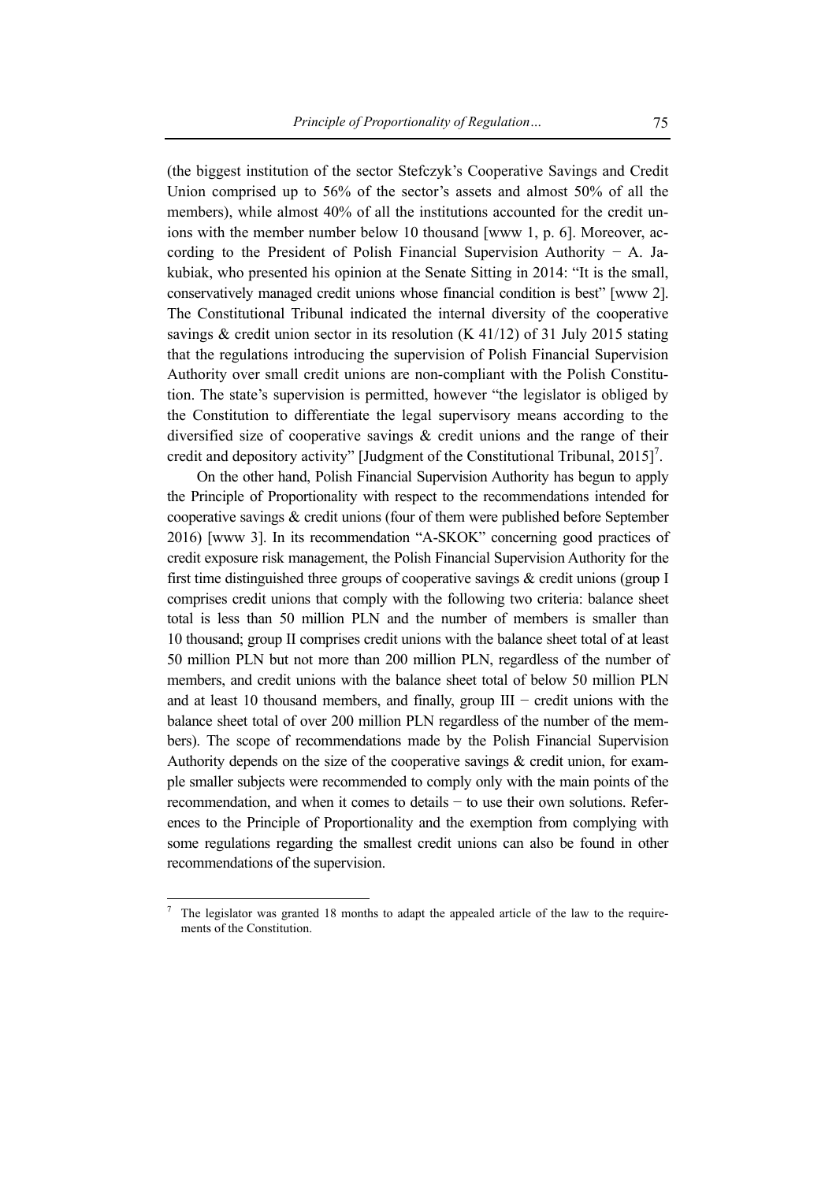(the biggest institution of the sector Stefczyk's Cooperative Savings and Credit Union comprised up to 56% of the sector's assets and almost 50% of all the members), while almost 40% of all the institutions accounted for the credit unions with the member number below 10 thousand [www 1, p. 6]. Moreover, according to the President of Polish Financial Supervision Authority − A. Jakubiak, who presented his opinion at the Senate Sitting in 2014: "It is the small, conservatively managed credit unions whose financial condition is best" [www 2]. The Constitutional Tribunal indicated the internal diversity of the cooperative savings & credit union sector in its resolution (K 41/12) of 31 July 2015 stating that the regulations introducing the supervision of Polish Financial Supervision Authority over small credit unions are non-compliant with the Polish Constitution. The state's supervision is permitted, however "the legislator is obliged by the Constitution to differentiate the legal supervisory means according to the diversified size of cooperative savings & credit unions and the range of their credit and depository activity" [Judgment of the Constitutional Tribunal, 2015][7].

On the other hand, Polish Financial Supervision Authority has begun to apply the Principle of Proportionality with respect to the recommendations intended for cooperative savings & credit unions (four of them were published before September 2016) [www 3]. In its recommendation "A-SKOK" concerning good practices of credit exposure risk management, the Polish Financial Supervision Authority for the first time distinguished three groups of cooperative savings & credit unions (group I comprises credit unions that comply with the following two criteria: balance sheet total is less than 50 million PLN and the number of members is smaller than 10 thousand; group II comprises credit unions with the balance sheet total of at least 50 million PLN but not more than 200 million PLN, regardless of the number of members, and credit unions with the balance sheet total of below 50 million PLN and at least 10 thousand members, and finally, group III − credit unions with the balance sheet total of over 200 million PLN regardless of the number of the members). The scope of recommendations made by the Polish Financial Supervision Authority depends on the size of the cooperative savings & credit union, for example smaller subjects were recommended to comply only with the main points of the recommendation, and when it comes to details − to use their own solutions. References to the Principle of Proportionality and the exemption from complying with some regulations regarding the smallest credit unions can also be found in other recommendations of the supervision.

---

[7] The legislator was granted 18 months to adapt the appealed article of the law to the requirements of the Constitution.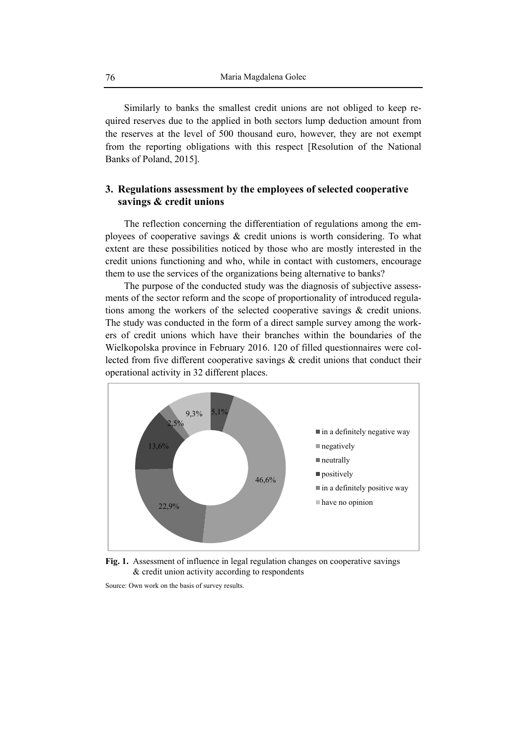Similarly to banks the smallest credit unions are not obliged to keep required reserves due to the applied in both sectors lump deduction amount from the reserves at the level of 500 thousand euro, however, they are not exempt from the reporting obligations with this respect [Resolution of the National Banks of Poland, 2015].

## 3. Regulations assessment by the employees of selected cooperative savings & credit unions

The reflection concerning the differentiation of regulations among the employees of cooperative savings & credit unions is worth considering. To what extent are these possibilities noticed by those who are mostly interested in the credit unions functioning and who, while in contact with customers, encourage them to use the services of the organizations being alternative to banks?

The purpose of the conducted study was the diagnosis of subjective assessments of the sector reform and the scope of proportionality of introduced regulations among the workers of the selected cooperative savings & credit unions. The study was conducted in the form of a direct sample survey among the workers of credit unions which have their branches within the boundaries of the Wielkopolska province in February 2016. 120 of filled questionnaires were collected from five different cooperative savings & credit unions that conduct their operational activity in 32 different places.

| Response | Share |
|---|---|
| in a definitely negative way | 5,1% |
| negatively | 46,6% |
| neutrally | 22,9% |
| positively | 13,6% |
| in a definitely positive way | 2,5% |
| have no opinion | 9,3% |

**Fig. 1.** Assessment of influence in legal regulation changes on cooperative savings & credit union activity according to respondents

Source: Own work on the basis of survey results.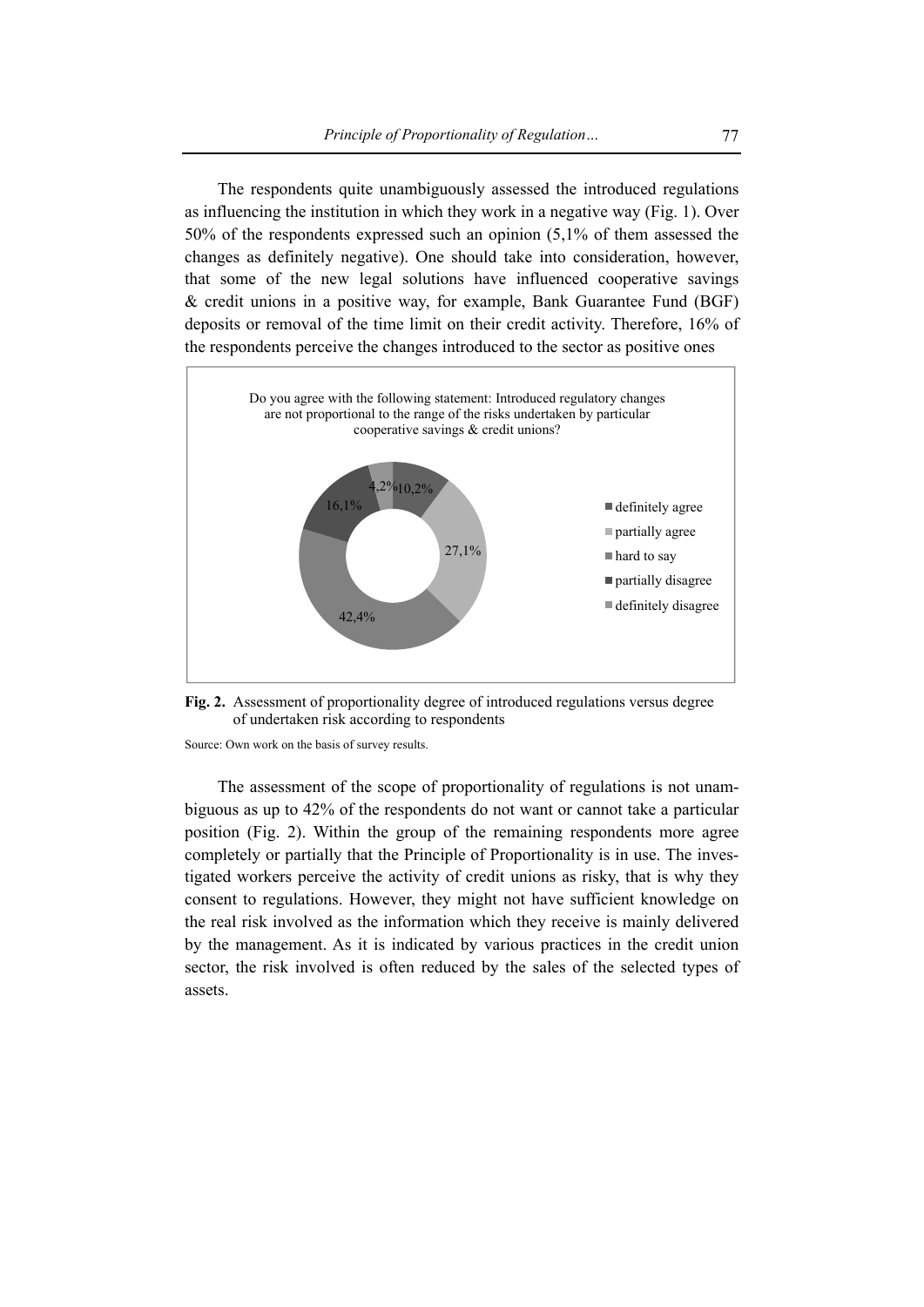The respondents quite unambiguously assessed the introduced regulations as influencing the institution in which they work in a negative way (Fig. 1). Over 50% of the respondents expressed such an opinion (5,1% of them assessed the changes as definitely negative). One should take into consideration, however, that some of the new legal solutions have influenced cooperative savings & credit unions in a positive way, for example, Bank Guarantee Fund (BGF) deposits or removal of the time limit on their credit activity. Therefore, 16% of the respondents perceive the changes introduced to the sector as positive ones

Do you agree with the following statement: Introduced regulatory changes are not proportional to the range of the risks undertaken by particular cooperative savings & credit unions?

| Answer | Share |
|---|---|
| definitely agree | 10,2% |
| partially agree | 27,1% |
| hard to say | 42,4% |
| partially disagree | 16,1% |
| definitely disagree | 4,2% |

**Fig. 2.** Assessment of proportionality degree of introduced regulations versus degree of undertaken risk according to respondents

Source: Own work on the basis of survey results.

The assessment of the scope of proportionality of regulations is not unambiguous as up to 42% of the respondents do not want or cannot take a particular position (Fig. 2). Within the group of the remaining respondents more agree completely or partially that the Principle of Proportionality is in use. The investigated workers perceive the activity of credit unions as risky, that is why they consent to regulations. However, they might not have sufficient knowledge on the real risk involved as the information which they receive is mainly delivered by the management. As it is indicated by various practices in the credit union sector, the risk involved is often reduced by the sales of the selected types of assets.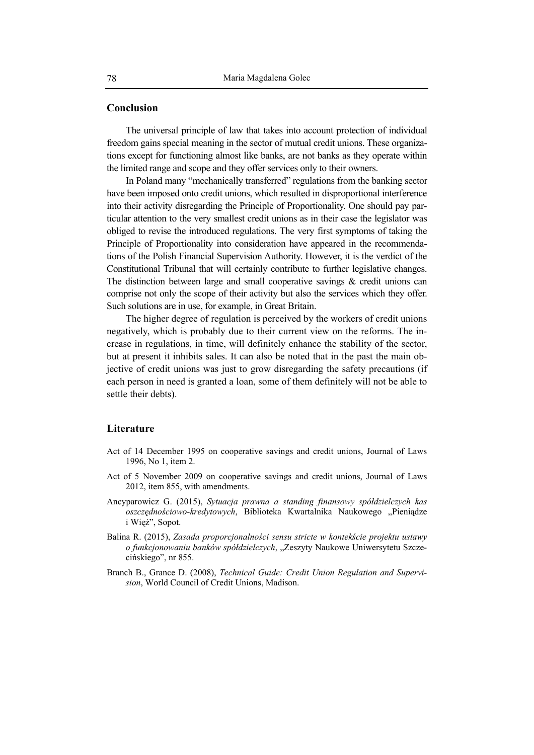## Conclusion

The universal principle of law that takes into account protection of individual freedom gains special meaning in the sector of mutual credit unions. These organizations except for functioning almost like banks, are not banks as they operate within the limited range and scope and they offer services only to their owners.

In Poland many "mechanically transferred" regulations from the banking sector have been imposed onto credit unions, which resulted in disproportional interference into their activity disregarding the Principle of Proportionality. One should pay particular attention to the very smallest credit unions as in their case the legislator was obliged to revise the introduced regulations. The very first symptoms of taking the Principle of Proportionality into consideration have appeared in the recommendations of the Polish Financial Supervision Authority. However, it is the verdict of the Constitutional Tribunal that will certainly contribute to further legislative changes. The distinction between large and small cooperative savings & credit unions can comprise not only the scope of their activity but also the services which they offer. Such solutions are in use, for example, in Great Britain.

The higher degree of regulation is perceived by the workers of credit unions negatively, which is probably due to their current view on the reforms. The increase in regulations, in time, will definitely enhance the stability of the sector, but at present it inhibits sales. It can also be noted that in the past the main objective of credit unions was just to grow disregarding the safety precautions (if each person in need is granted a loan, some of them definitely will not be able to settle their debts).

## Literature

Act of 14 December 1995 on cooperative savings and credit unions, Journal of Laws 1996, No 1, item 2.

Act of 5 November 2009 on cooperative savings and credit unions, Journal of Laws 2012, item 855, with amendments.

Ancyparowicz G. (2015), *Sytuacja prawna a standing finansowy spółdzielczych kas oszczędnościowo-kredytowych*, Biblioteka Kwartalnika Naukowego „Pieniądze i Więź", Sopot.

Balina R. (2015), *Zasada proporcjonalności sensu stricte w kontekście projektu ustawy o funkcjonowaniu banków spółdzielczych*, „Zeszyty Naukowe Uniwersytetu Szczecińskiego", nr 855.

Branch B., Grance D. (2008), *Technical Guide: Credit Union Regulation and Supervision*, World Council of Credit Unions, Madison.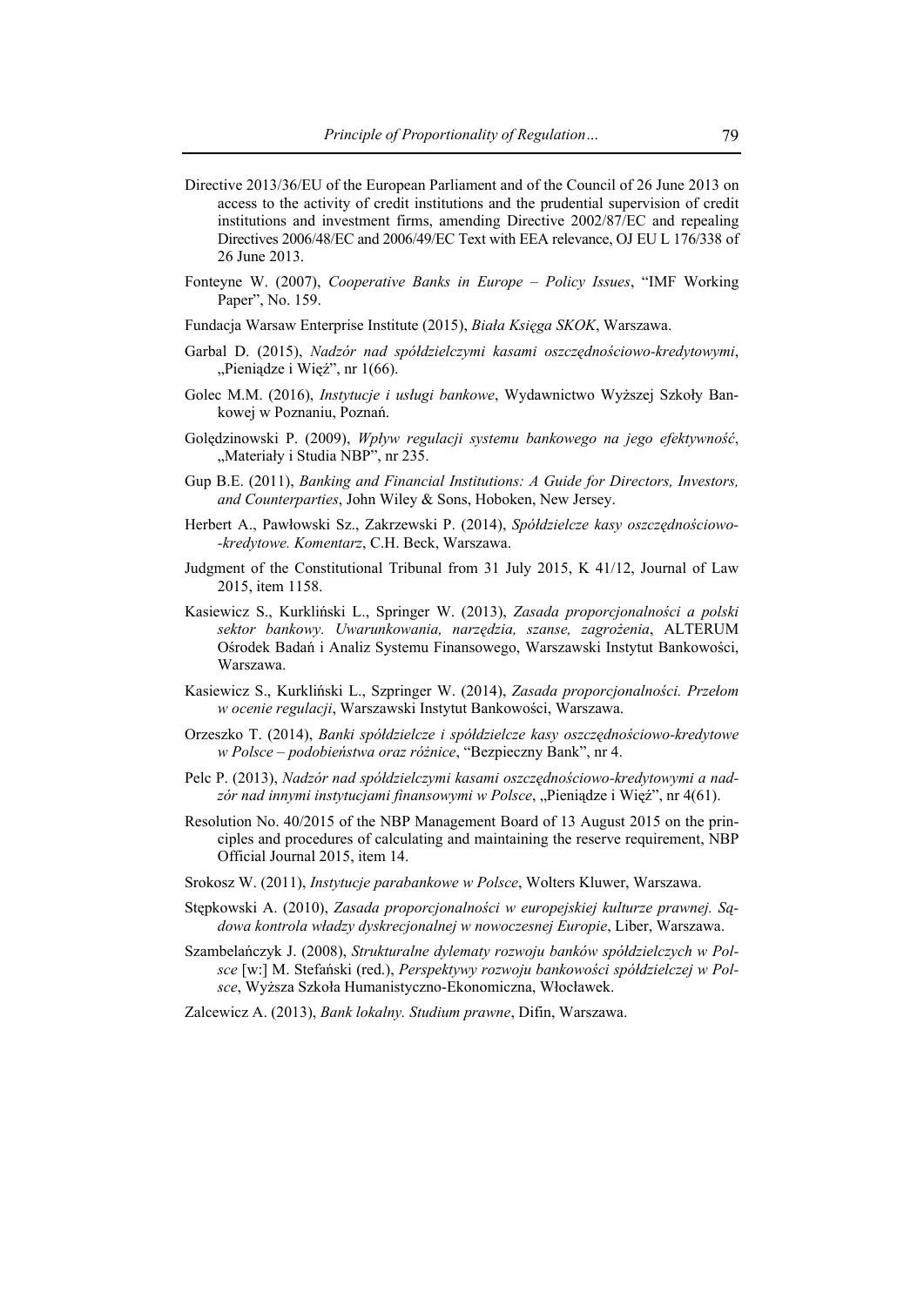Directive 2013/36/EU of the European Parliament and of the Council of 26 June 2013 on access to the activity of credit institutions and the prudential supervision of credit institutions and investment firms, amending Directive 2002/87/EC and repealing Directives 2006/48/EC and 2006/49/EC Text with EEA relevance, OJ EU L 176/338 of 26 June 2013.

Fonteyne W. (2007), *Cooperative Banks in Europe – Policy Issues*, "IMF Working Paper", No. 159.

Fundacja Warsaw Enterprise Institute (2015), *Biała Księga SKOK*, Warszawa.

Garbal D. (2015), *Nadzór nad spółdzielczymi kasami oszczędnościowo-kredytowymi*, „Pieniądze i Więź", nr 1(66).

Golec M.M. (2016), *Instytucje i usługi bankowe*, Wydawnictwo Wyższej Szkoły Bankowej w Poznaniu, Poznań.

Golędzinowski P. (2009), *Wpływ regulacji systemu bankowego na jego efektywność*, „Materiały i Studia NBP", nr 235.

Gup B.E. (2011), *Banking and Financial Institutions: A Guide for Directors, Investors, and Counterparties*, John Wiley & Sons, Hoboken, New Jersey.

Herbert A., Pawłowski Sz., Zakrzewski P. (2014), *Spółdzielcze kasy oszczędnościowo--kredytowe. Komentarz*, C.H. Beck, Warszawa.

Judgment of the Constitutional Tribunal from 31 July 2015, K 41/12, Journal of Law 2015, item 1158.

Kasiewicz S., Kurkliński L., Springer W. (2013), *Zasada proporcjonalności a polski sektor bankowy. Uwarunkowania, narzędzia, szanse, zagrożenia*, ALTERUM Ośrodek Badań i Analiz Systemu Finansowego, Warszawski Instytut Bankowości, Warszawa.

Kasiewicz S., Kurkliński L., Szpringer W. (2014), *Zasada proporcjonalności. Przełom w ocenie regulacji*, Warszawski Instytut Bankowości, Warszawa.

Orzeszko T. (2014), *Banki spółdzielcze i spółdzielcze kasy oszczędnościowo-kredytowe w Polsce – podobieństwa oraz różnice*, "Bezpieczny Bank", nr 4.

Pelc P. (2013), *Nadzór nad spółdzielczymi kasami oszczędnościowo-kredytowymi a nadzór nad innymi instytucjami finansowymi w Polsce*, „Pieniądze i Więź", nr 4(61).

Resolution No. 40/2015 of the NBP Management Board of 13 August 2015 on the principles and procedures of calculating and maintaining the reserve requirement, NBP Official Journal 2015, item 14.

Srokosz W. (2011), *Instytucje parabankowe w Polsce*, Wolters Kluwer, Warszawa.

Stępkowski A. (2010), *Zasada proporcjonalności w europejskiej kulturze prawnej. Sądowa kontrola władzy dyskrecjonalnej w nowoczesnej Europie*, Liber, Warszawa.

Szambelańczyk J. (2008), *Strukturalne dylematy rozwoju banków spółdzielczych w Polsce* [w:] M. Stefański (red.), *Perspektywy rozwoju bankowości spółdzielczej w Polsce*, Wyższa Szkoła Humanistyczno-Ekonomiczna, Włocławek.

Zalcewicz A. (2013), *Bank lokalny. Studium prawne*, Difin, Warszawa.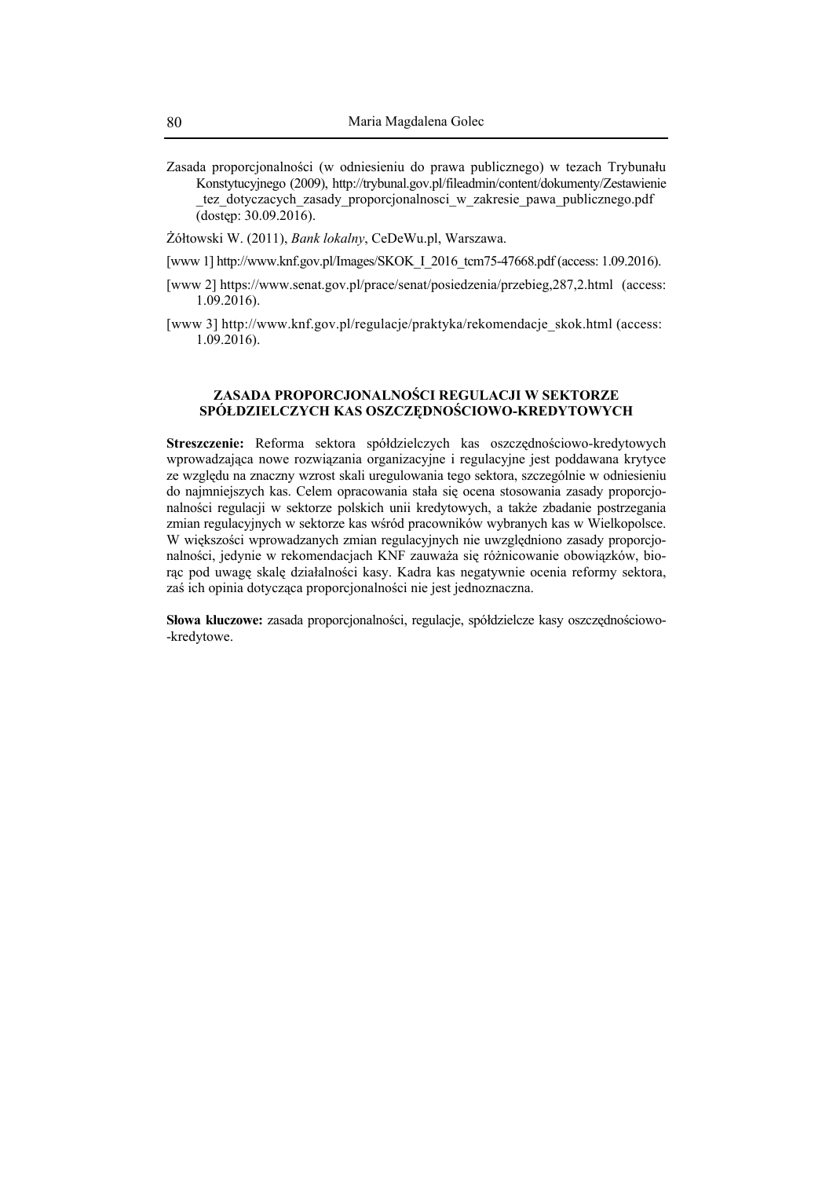Zasada proporcjonalności (w odniesieniu do prawa publicznego) w tezach Trybunału Konstytucyjnego (2009), http://trybunal.gov.pl/fileadmin/content/dokumenty/Zestawienie_tez_dotyczacych_zasady_proporcjonalnosci_w_zakresie_pawa_publicznego.pdf (dostęp: 30.09.2016).

Żółtowski W. (2011), *Bank lokalny*, CeDeWu.pl, Warszawa.

[www 1] http://www.knf.gov.pl/Images/SKOK_I_2016_tcm75-47668.pdf (access: 1.09.2016).

[www 2] https://www.senat.gov.pl/prace/senat/posiedzenia/przebieg,287,2.html (access: 1.09.2016).

[www 3] http://www.knf.gov.pl/regulacje/praktyka/rekomendacje_skok.html (access: 1.09.2016).

## ZASADA PROPORCJONALNOŚCI REGULACJI W SEKTORZE SPÓŁDZIELCZYCH KAS OSZCZĘDNOŚCIOWO-KREDYTOWYCH

**Streszczenie:** Reforma sektora spółdzielczych kas oszczędnościowo-kredytowych wprowadzająca nowe rozwiązania organizacyjne i regulacyjne jest poddawana krytyce ze względu na znaczny wzrost skali uregulowania tego sektora, szczególnie w odniesieniu do najmniejszych kas. Celem opracowania stała się ocena stosowania zasady proporcjonalności regulacji w sektorze polskich unii kredytowych, a także zbadanie postrzegania zmian regulacyjnych w sektorze kas wśród pracowników wybranych kas w Wielkopolsce. W większości wprowadzanych zmian regulacyjnych nie uwzględniono zasady proporcjonalności, jedynie w rekomendacjach KNF zauważa się różnicowanie obowiązków, biorąc pod uwagę skalę działalności kasy. Kadra kas negatywnie ocenia reformy sektora, zaś ich opinia dotycząca proporcjonalności nie jest jednoznaczna.

**Słowa kluczowe:** zasada proporcjonalności, regulacje, spółdzielcze kasy oszczędnościowo-kredytowe.